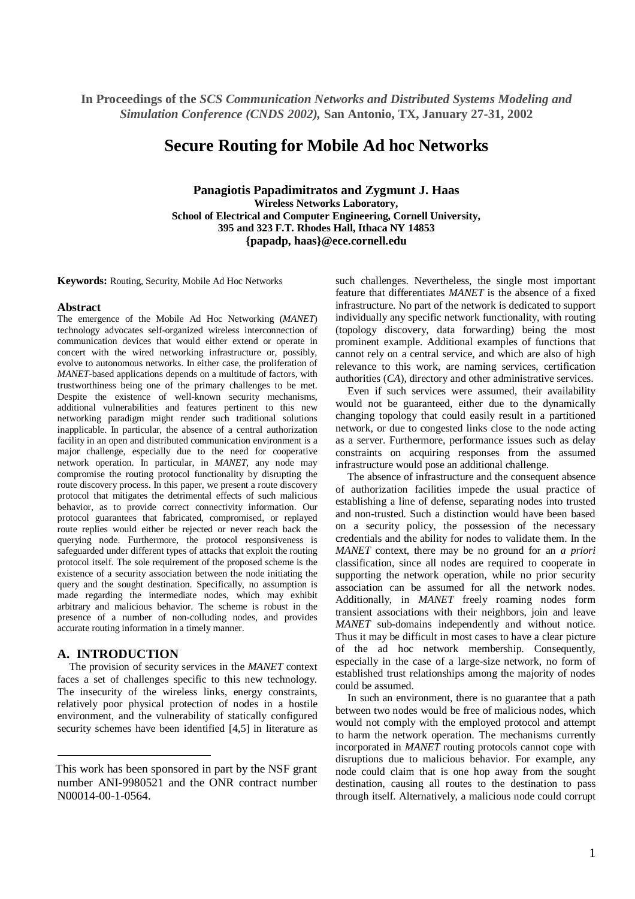**In Proceedings of the** ***SCS Communication Networks and Distributed Systems Modeling and Simulation Conference (CNDS 2002),*** **San Antonio, TX, January 27-31, 2002**

# Secure Routing for Mobile Ad hoc Networks

**Panagiotis Papadimitratos and Zygmunt J. Haas**
**Wireless Networks Laboratory,**
**School of Electrical and Computer Engineering, Cornell University,**
**395 and 323 F.T. Rhodes Hall, Ithaca NY 14853**
**{papadp, haas}@ece.cornell.edu**

**Keywords:** Routing, Security, Mobile Ad Hoc Networks

### Abstract

The emergence of the Mobile Ad Hoc Networking (*MANET*) technology advocates self-organized wireless interconnection of communication devices that would either extend or operate in concert with the wired networking infrastructure or, possibly, evolve to autonomous networks. In either case, the proliferation of *MANET*-based applications depends on a multitude of factors, with trustworthiness being one of the primary challenges to be met. Despite the existence of well-known security mechanisms, additional vulnerabilities and features pertinent to this new networking paradigm might render such traditional solutions inapplicable. In particular, the absence of a central authorization facility in an open and distributed communication environment is a major challenge, especially due to the need for cooperative network operation. In particular, in *MANET*, any node may compromise the routing protocol functionality by disrupting the route discovery process. In this paper, we present a route discovery protocol that mitigates the detrimental effects of such malicious behavior, as to provide correct connectivity information. Our protocol guarantees that fabricated, compromised, or replayed route replies would either be rejected or never reach back the querying node. Furthermore, the protocol responsiveness is safeguarded under different types of attacks that exploit the routing protocol itself. The sole requirement of the proposed scheme is the existence of a security association between the node initiating the query and the sought destination. Specifically, no assumption is made regarding the intermediate nodes, which may exhibit arbitrary and malicious behavior. The scheme is robust in the presence of a number of non-colluding nodes, and provides accurate routing information in a timely manner.

## A. INTRODUCTION

The provision of security services in the *MANET* context faces a set of challenges specific to this new technology. The insecurity of the wireless links, energy constraints, relatively poor physical protection of nodes in a hostile environment, and the vulnerability of statically configured security schemes have been identified [4,5] in literature as such challenges. Nevertheless, the single most important feature that differentiates *MANET* is the absence of a fixed infrastructure. No part of the network is dedicated to support individually any specific network functionality, with routing (topology discovery, data forwarding) being the most prominent example. Additional examples of functions that cannot rely on a central service, and which are also of high relevance to this work, are naming services, certification authorities (*CA*), directory and other administrative services.

Even if such services were assumed, their availability would not be guaranteed, either due to the dynamically changing topology that could easily result in a partitioned network, or due to congested links close to the node acting as a server. Furthermore, performance issues such as delay constraints on acquiring responses from the assumed infrastructure would pose an additional challenge.

The absence of infrastructure and the consequent absence of authorization facilities impede the usual practice of establishing a line of defense, separating nodes into trusted and non-trusted. Such a distinction would have been based on a security policy, the possession of the necessary credentials and the ability for nodes to validate them. In the *MANET* context, there may be no ground for an *a priori* classification, since all nodes are required to cooperate in supporting the network operation, while no prior security association can be assumed for all the network nodes. Additionally, in *MANET* freely roaming nodes form transient associations with their neighbors, join and leave *MANET* sub-domains independently and without notice. Thus it may be difficult in most cases to have a clear picture of the ad hoc network membership. Consequently, especially in the case of a large-size network, no form of established trust relationships among the majority of nodes could be assumed.

In such an environment, there is no guarantee that a path between two nodes would be free of malicious nodes, which would not comply with the employed protocol and attempt to harm the network operation. The mechanisms currently incorporated in *MANET* routing protocols cannot cope with disruptions due to malicious behavior. For example, any node could claim that is one hop away from the sought destination, causing all routes to the destination to pass through itself. Alternatively, a malicious node could corrupt

---

This work has been sponsored in part by the NSF grant number ANI-9980521 and the ONR contract number N00014-00-1-0564.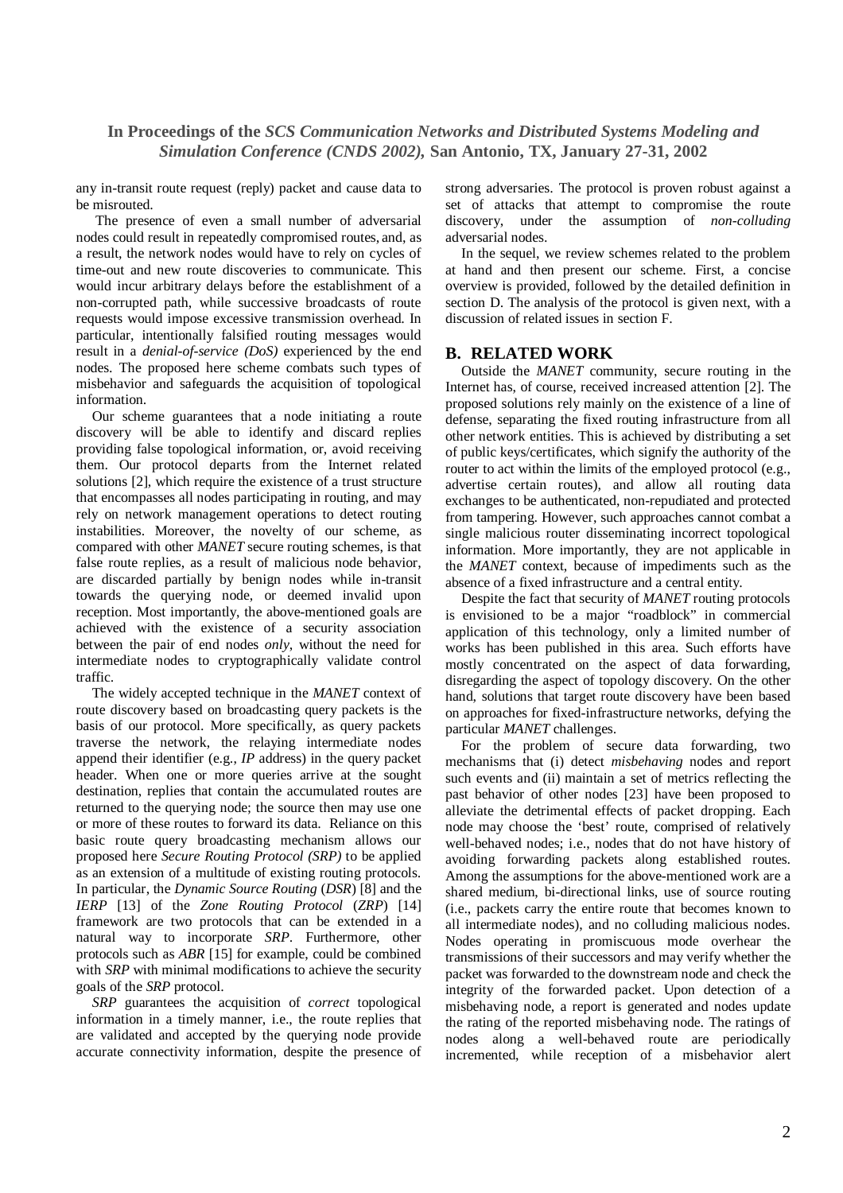any in-transit route request (reply) packet and cause data to be misrouted.

The presence of even a small number of adversarial nodes could result in repeatedly compromised routes, and, as a result, the network nodes would have to rely on cycles of time-out and new route discoveries to communicate. This would incur arbitrary delays before the establishment of a non-corrupted path, while successive broadcasts of route requests would impose excessive transmission overhead. In particular, intentionally falsified routing messages would result in a *denial-of-service (DoS)* experienced by the end nodes. The proposed here scheme combats such types of misbehavior and safeguards the acquisition of topological information.

Our scheme guarantees that a node initiating a route discovery will be able to identify and discard replies providing false topological information, or, avoid receiving them. Our protocol departs from the Internet related solutions [2], which require the existence of a trust structure that encompasses all nodes participating in routing, and may rely on network management operations to detect routing instabilities. Moreover, the novelty of our scheme, as compared with other *MANET* secure routing schemes, is that false route replies, as a result of malicious node behavior, are discarded partially by benign nodes while in-transit towards the querying node, or deemed invalid upon reception. Most importantly, the above-mentioned goals are achieved with the existence of a security association between the pair of end nodes *only*, without the need for intermediate nodes to cryptographically validate control traffic.

The widely accepted technique in the *MANET* context of route discovery based on broadcasting query packets is the basis of our protocol. More specifically, as query packets traverse the network, the relaying intermediate nodes append their identifier (e.g., *IP* address) in the query packet header. When one or more queries arrive at the sought destination, replies that contain the accumulated routes are returned to the querying node; the source then may use one or more of these routes to forward its data. Reliance on this basic route query broadcasting mechanism allows our proposed here *Secure Routing Protocol (SRP)* to be applied as an extension of a multitude of existing routing protocols. In particular, the *Dynamic Source Routing* (*DSR*) [8] and the *IERP* [13] of the *Zone Routing Protocol* (*ZRP*) [14] framework are two protocols that can be extended in a natural way to incorporate *SRP*. Furthermore, other protocols such as *ABR* [15] for example, could be combined with *SRP* with minimal modifications to achieve the security goals of the *SRP* protocol.

*SRP* guarantees the acquisition of *correct* topological information in a timely manner, i.e., the route replies that are validated and accepted by the querying node provide accurate connectivity information, despite the presence of strong adversaries. The protocol is proven robust against a set of attacks that attempt to compromise the route discovery, under the assumption of *non-colluding* adversarial nodes.

In the sequel, we review schemes related to the problem at hand and then present our scheme. First, a concise overview is provided, followed by the detailed definition in section D. The analysis of the protocol is given next, with a discussion of related issues in section F.

## B. RELATED WORK

Outside the *MANET* community, secure routing in the Internet has, of course, received increased attention [2]. The proposed solutions rely mainly on the existence of a line of defense, separating the fixed routing infrastructure from all other network entities. This is achieved by distributing a set of public keys/certificates, which signify the authority of the router to act within the limits of the employed protocol (e.g., advertise certain routes), and allow all routing data exchanges to be authenticated, non-repudiated and protected from tampering. However, such approaches cannot combat a single malicious router disseminating incorrect topological information. More importantly, they are not applicable in the *MANET* context, because of impediments such as the absence of a fixed infrastructure and a central entity.

Despite the fact that security of *MANET* routing protocols is envisioned to be a major "roadblock" in commercial application of this technology, only a limited number of works has been published in this area. Such efforts have mostly concentrated on the aspect of data forwarding, disregarding the aspect of topology discovery. On the other hand, solutions that target route discovery have been based on approaches for fixed-infrastructure networks, defying the particular *MANET* challenges.

For the problem of secure data forwarding, two mechanisms that (i) detect *misbehaving* nodes and report such events and (ii) maintain a set of metrics reflecting the past behavior of other nodes [23] have been proposed to alleviate the detrimental effects of packet dropping. Each node may choose the 'best' route, comprised of relatively well-behaved nodes; i.e., nodes that do not have history of avoiding forwarding packets along established routes. Among the assumptions for the above-mentioned work are a shared medium, bi-directional links, use of source routing (i.e., packets carry the entire route that becomes known to all intermediate nodes), and no colluding malicious nodes. Nodes operating in promiscuous mode overhear the transmissions of their successors and may verify whether the packet was forwarded to the downstream node and check the integrity of the forwarded packet. Upon detection of a misbehaving node, a report is generated and nodes update the rating of the reported misbehaving node. The ratings of nodes along a well-behaved route are periodically incremented, while reception of a misbehavior alert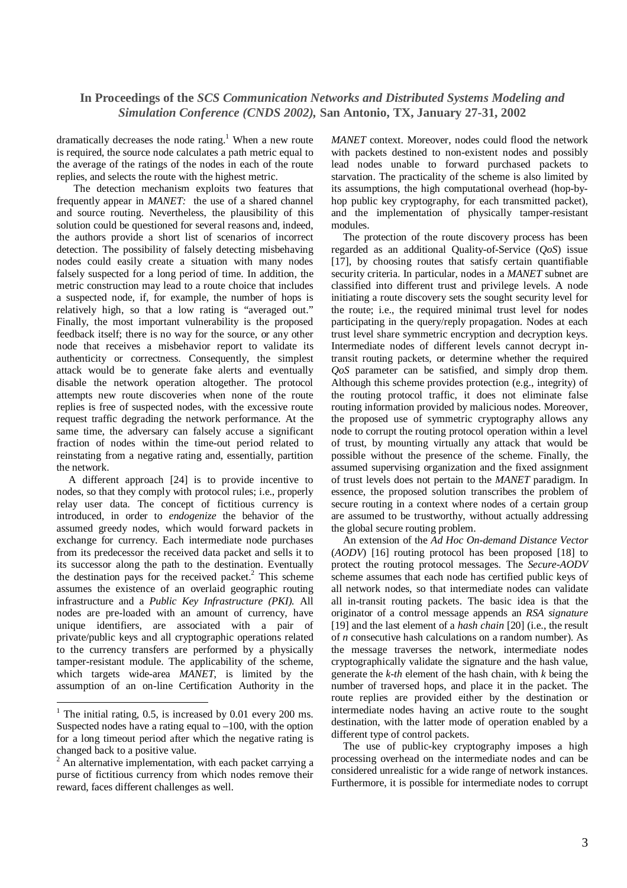dramatically decreases the node rating.[1] When a new route is required, the source node calculates a path metric equal to the average of the ratings of the nodes in each of the route replies, and selects the route with the highest metric.

The detection mechanism exploits two features that frequently appear in *MANET:* the use of a shared channel and source routing. Nevertheless, the plausibility of this solution could be questioned for several reasons and, indeed, the authors provide a short list of scenarios of incorrect detection. The possibility of falsely detecting misbehaving nodes could easily create a situation with many nodes falsely suspected for a long period of time. In addition, the metric construction may lead to a route choice that includes a suspected node, if, for example, the number of hops is relatively high, so that a low rating is "averaged out." Finally, the most important vulnerability is the proposed feedback itself; there is no way for the source, or any other node that receives a misbehavior report to validate its authenticity or correctness. Consequently, the simplest attack would be to generate fake alerts and eventually disable the network operation altogether. The protocol attempts new route discoveries when none of the route replies is free of suspected nodes, with the excessive route request traffic degrading the network performance. At the same time, the adversary can falsely accuse a significant fraction of nodes within the time-out period related to reinstating from a negative rating and, essentially, partition the network.

A different approach [24] is to provide incentive to nodes, so that they comply with protocol rules; i.e., properly relay user data. The concept of fictitious currency is introduced, in order to *endogenize* the behavior of the assumed greedy nodes, which would forward packets in exchange for currency. Each intermediate node purchases from its predecessor the received data packet and sells it to its successor along the path to the destination. Eventually the destination pays for the received packet.[2] This scheme assumes the existence of an overlaid geographic routing infrastructure and a *Public Key Infrastructure (PKI).* All nodes are pre-loaded with an amount of currency, have unique identifiers, are associated with a pair of private/public keys and all cryptographic operations related to the currency transfers are performed by a physically tamper-resistant module. The applicability of the scheme, which targets wide-area *MANET*, is limited by the assumption of an on-line Certification Authority in the *MANET* context. Moreover, nodes could flood the network with packets destined to non-existent nodes and possibly lead nodes unable to forward purchased packets to starvation. The practicality of the scheme is also limited by its assumptions, the high computational overhead (hop-by-hop public key cryptography, for each transmitted packet), and the implementation of physically tamper-resistant modules.

The protection of the route discovery process has been regarded as an additional Quality-of-Service (*QoS*) issue [17], by choosing routes that satisfy certain quantifiable security criteria. In particular, nodes in a *MANET* subnet are classified into different trust and privilege levels. A node initiating a route discovery sets the sought security level for the route; i.e., the required minimal trust level for nodes participating in the query/reply propagation. Nodes at each trust level share symmetric encryption and decryption keys. Intermediate nodes of different levels cannot decrypt in-transit routing packets, or determine whether the required *QoS* parameter can be satisfied, and simply drop them. Although this scheme provides protection (e.g., integrity) of the routing protocol traffic, it does not eliminate false routing information provided by malicious nodes. Moreover, the proposed use of symmetric cryptography allows any node to corrupt the routing protocol operation within a level of trust, by mounting virtually any attack that would be possible without the presence of the scheme. Finally, the assumed supervising organization and the fixed assignment of trust levels does not pertain to the *MANET* paradigm. In essence, the proposed solution transcribes the problem of secure routing in a context where nodes of a certain group are assumed to be trustworthy, without actually addressing the global secure routing problem.

An extension of the *Ad Hoc On-demand Distance Vector* (*AODV*) [16] routing protocol has been proposed [18] to protect the routing protocol messages. The *Secure-AODV* scheme assumes that each node has certified public keys of all network nodes, so that intermediate nodes can validate all in-transit routing packets. The basic idea is that the originator of a control message appends an *RSA signature* [19] and the last element of a *hash chain* [20] (i.e., the result of *n* consecutive hash calculations on a random number). As the message traverses the network, intermediate nodes cryptographically validate the signature and the hash value, generate the *k-th* element of the hash chain, with *k* being the number of traversed hops, and place it in the packet. The route replies are provided either by the destination or intermediate nodes having an active route to the sought destination, with the latter mode of operation enabled by a different type of control packets.

The use of public-key cryptography imposes a high processing overhead on the intermediate nodes and can be considered unrealistic for a wide range of network instances. Furthermore, it is possible for intermediate nodes to corrupt

---

[1] The initial rating, 0.5, is increased by 0.01 every 200 ms. Suspected nodes have a rating equal to –100, with the option for a long timeout period after which the negative rating is changed back to a positive value.

[2] An alternative implementation, with each packet carrying a purse of fictitious currency from which nodes remove their reward, faces different challenges as well.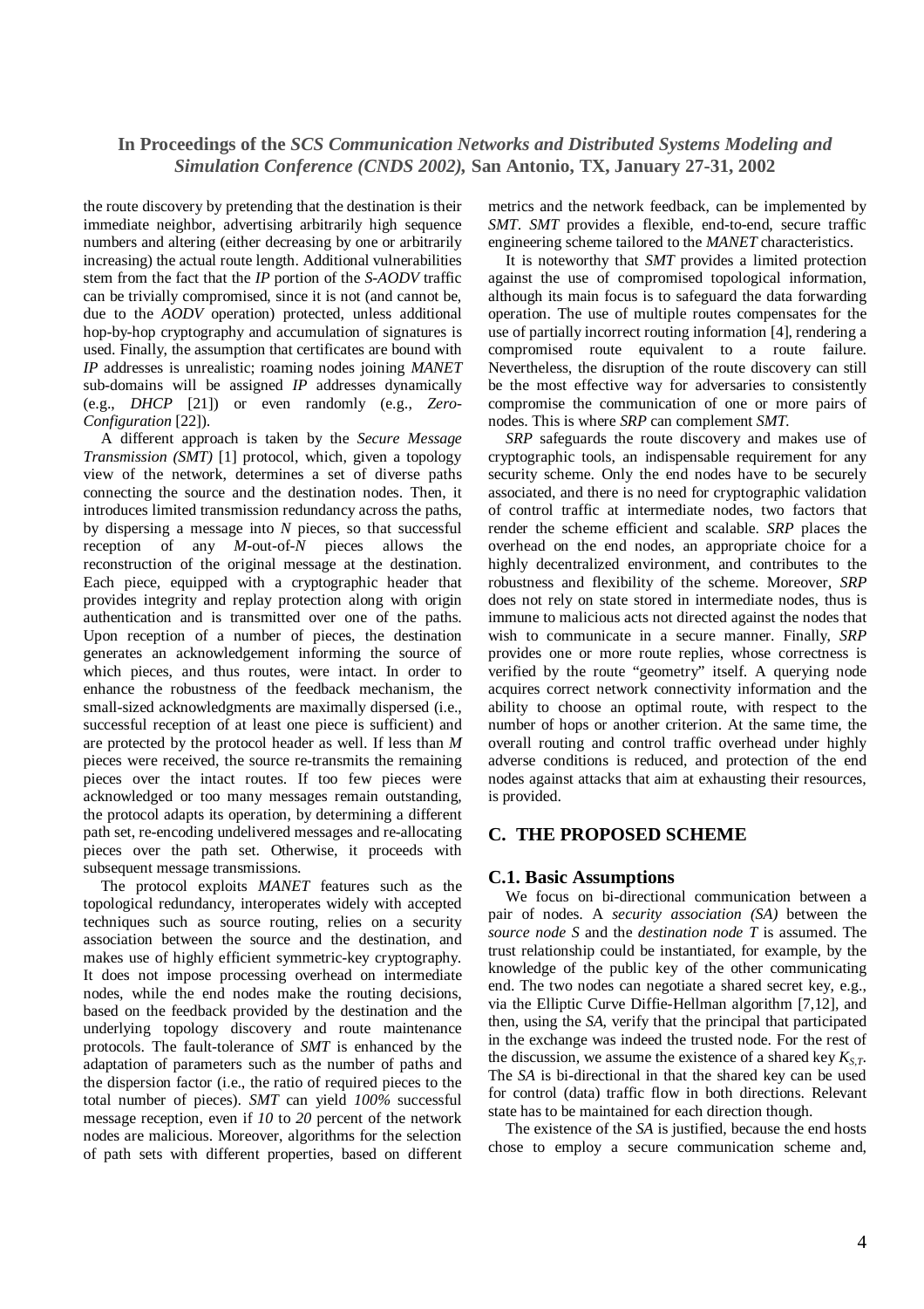the route discovery by pretending that the destination is their immediate neighbor, advertising arbitrarily high sequence numbers and altering (either decreasing by one or arbitrarily increasing) the actual route length. Additional vulnerabilities stem from the fact that the *IP* portion of the *S-AODV* traffic can be trivially compromised, since it is not (and cannot be, due to the *AODV* operation) protected, unless additional hop-by-hop cryptography and accumulation of signatures is used. Finally, the assumption that certificates are bound with *IP* addresses is unrealistic; roaming nodes joining *MANET* sub-domains will be assigned *IP* addresses dynamically (e.g., *DHCP* [21]) or even randomly (e.g., *Zero-Configuration* [22]).

A different approach is taken by the *Secure Message Transmission (SMT)* [1] protocol, which, given a topology view of the network, determines a set of diverse paths connecting the source and the destination nodes. Then, it introduces limited transmission redundancy across the paths, by dispersing a message into *N* pieces, so that successful reception of any *M*-out-of-*N* pieces allows the reconstruction of the original message at the destination. Each piece, equipped with a cryptographic header that provides integrity and replay protection along with origin authentication and is transmitted over one of the paths. Upon reception of a number of pieces, the destination generates an acknowledgement informing the source of which pieces, and thus routes, were intact. In order to enhance the robustness of the feedback mechanism, the small-sized acknowledgments are maximally dispersed (i.e., successful reception of at least one piece is sufficient) and are protected by the protocol header as well. If less than *M* pieces were received, the source re-transmits the remaining pieces over the intact routes. If too few pieces were acknowledged or too many messages remain outstanding, the protocol adapts its operation, by determining a different path set, re-encoding undelivered messages and re-allocating pieces over the path set. Otherwise, it proceeds with subsequent message transmissions.

The protocol exploits *MANET* features such as the topological redundancy, interoperates widely with accepted techniques such as source routing, relies on a security association between the source and the destination, and makes use of highly efficient symmetric-key cryptography. It does not impose processing overhead on intermediate nodes, while the end nodes make the routing decisions, based on the feedback provided by the destination and the underlying topology discovery and route maintenance protocols. The fault-tolerance of *SMT* is enhanced by the adaptation of parameters such as the number of paths and the dispersion factor (i.e., the ratio of required pieces to the total number of pieces). *SMT* can yield *100%* successful message reception, even if *10* to *20* percent of the network nodes are malicious. Moreover, algorithms for the selection of path sets with different properties, based on different metrics and the network feedback, can be implemented by *SMT*. *SMT* provides a flexible, end-to-end, secure traffic engineering scheme tailored to the *MANET* characteristics.

It is noteworthy that *SMT* provides a limited protection against the use of compromised topological information, although its main focus is to safeguard the data forwarding operation. The use of multiple routes compensates for the use of partially incorrect routing information [4], rendering a compromised route equivalent to a route failure. Nevertheless, the disruption of the route discovery can still be the most effective way for adversaries to consistently compromise the communication of one or more pairs of nodes. This is where *SRP* can complement *SMT*.

*SRP* safeguards the route discovery and makes use of cryptographic tools, an indispensable requirement for any security scheme. Only the end nodes have to be securely associated, and there is no need for cryptographic validation of control traffic at intermediate nodes, two factors that render the scheme efficient and scalable. *SRP* places the overhead on the end nodes, an appropriate choice for a highly decentralized environment, and contributes to the robustness and flexibility of the scheme. Moreover, *SRP* does not rely on state stored in intermediate nodes, thus is immune to malicious acts not directed against the nodes that wish to communicate in a secure manner. Finally, *SRP* provides one or more route replies, whose correctness is verified by the route "geometry" itself. A querying node acquires correct network connectivity information and the ability to choose an optimal route, with respect to the number of hops or another criterion. At the same time, the overall routing and control traffic overhead under highly adverse conditions is reduced, and protection of the end nodes against attacks that aim at exhausting their resources, is provided.

## C. THE PROPOSED SCHEME

### C.1. Basic Assumptions

We focus on bi-directional communication between a pair of nodes. A *security association (SA)* between the *source node S* and the *destination node T* is assumed. The trust relationship could be instantiated, for example, by the knowledge of the public key of the other communicating end. The two nodes can negotiate a shared secret key, e.g., via the Elliptic Curve Diffie-Hellman algorithm [7,12], and then, using the *SA*, verify that the principal that participated in the exchange was indeed the trusted node. For the rest of the discussion, we assume the existence of a shared key $K_{S,T}$. The *SA* is bi-directional in that the shared key can be used for control (data) traffic flow in both directions. Relevant state has to be maintained for each direction though.

The existence of the *SA* is justified, because the end hosts chose to employ a secure communication scheme and,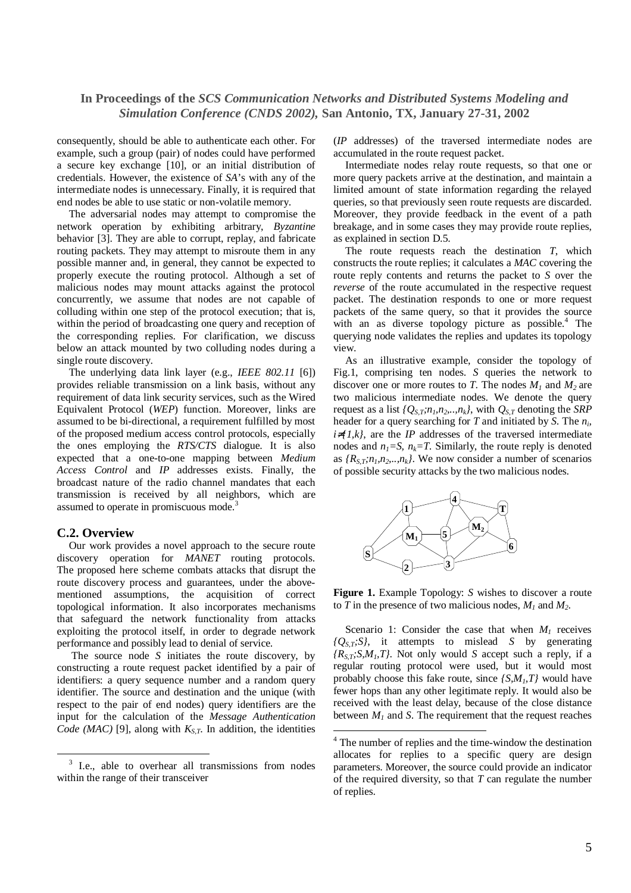consequently, should be able to authenticate each other. For example, such a group (pair) of nodes could have performed a secure key exchange [10], or an initial distribution of credentials. However, the existence of *SA*'s with any of the intermediate nodes is unnecessary. Finally, it is required that end nodes be able to use static or non-volatile memory.

The adversarial nodes may attempt to compromise the network operation by exhibiting arbitrary, *Byzantine* behavior [3]. They are able to corrupt, replay, and fabricate routing packets. They may attempt to misroute them in any possible manner and, in general, they cannot be expected to properly execute the routing protocol. Although a set of malicious nodes may mount attacks against the protocol concurrently, we assume that nodes are not capable of colluding within one step of the protocol execution; that is, within the period of broadcasting one query and reception of the corresponding replies. For clarification, we discuss below an attack mounted by two colluding nodes during a single route discovery.

The underlying data link layer (e.g., *IEEE 802.11* [6]) provides reliable transmission on a link basis, without any requirement of data link security services, such as the Wired Equivalent Protocol (*WEP*) function. Moreover, links are assumed to be bi-directional, a requirement fulfilled by most of the proposed medium access control protocols, especially the ones employing the *RTS/CTS* dialogue. It is also expected that a one-to-one mapping between *Medium Access Control* and *IP* addresses exists. Finally, the broadcast nature of the radio channel mandates that each transmission is received by all neighbors, which are assumed to operate in promiscuous mode.[3]

## C.2. Overview

Our work provides a novel approach to the secure route discovery operation for *MANET* routing protocols. The proposed here scheme combats attacks that disrupt the route discovery process and guarantees, under the above-mentioned assumptions, the acquisition of correct topological information. It also incorporates mechanisms that safeguard the network functionality from attacks exploiting the protocol itself, in order to degrade network performance and possibly lead to denial of service.

The source node $S$ initiates the route discovery, by constructing a route request packet identified by a pair of identifiers: a query sequence number and a random query identifier. The source and destination and the unique (with respect to the pair of end nodes) query identifiers are the input for the calculation of the *Message Authentication Code (MAC)* [9], along with $K_{S,T}$. In addition, the identities (*IP* addresses) of the traversed intermediate nodes are accumulated in the route request packet.

Intermediate nodes relay route requests, so that one or more query packets arrive at the destination, and maintain a limited amount of state information regarding the relayed queries, so that previously seen route requests are discarded. Moreover, they provide feedback in the event of a path breakage, and in some cases they may provide route replies, as explained in section D.5.

The route requests reach the destination $T$, which constructs the route replies; it calculates a *MAC* covering the route reply contents and returns the packet to $S$ over the *reverse* of the route accumulated in the respective request packet. The destination responds to one or more request packets of the same query, so that it provides the source with an as diverse topology picture as possible.[4] The querying node validates the replies and updates its topology view.

As an illustrative example, consider the topology of Fig.1, comprising ten nodes. $S$ queries the network to discover one or more routes to $T$. The nodes $M_1$ and $M_2$ are two malicious intermediate nodes. We denote the query request as a list $\{Q_{S,T};n_1,n_2,..,n_k\}$, with $Q_{S,T}$ denoting the *SRP* header for a query searching for $T$ and initiated by $S$. The $n_i$, $i \neq \{1,k\}$, are the *IP* addresses of the traversed intermediate nodes and $n_1=S$, $n_k=T$. Similarly, the route reply is denoted as $\{R_{S,T};n_1,n_2,..,n_k\}$. We now consider a number of scenarios of possible security attacks by the two malicious nodes.

**Figure 1.** Example Topology: $S$ wishes to discover a route to $T$ in the presence of two malicious nodes, $M_1$ and $M_2$.

Scenario 1: Consider the case that when $M_1$ receives $\{Q_{S,T};S\}$, it attempts to mislead $S$ by generating $\{R_{S,T};S,M_1,T\}$. Not only would $S$ accept such a reply, if a regular routing protocol were used, but it would most probably choose this fake route, since $\{S,M_1,T\}$ would have fewer hops than any other legitimate reply. It would also be received with the least delay, because of the close distance between $M_1$ and $S$. The requirement that the request reaches

[3] I.e., able to overhear all transmissions from nodes within the range of their transceiver

[4] The number of replies and the time-window the destination allocates for replies to a specific query are design parameters. Moreover, the source could provide an indicator of the required diversity, so that $T$ can regulate the number of replies.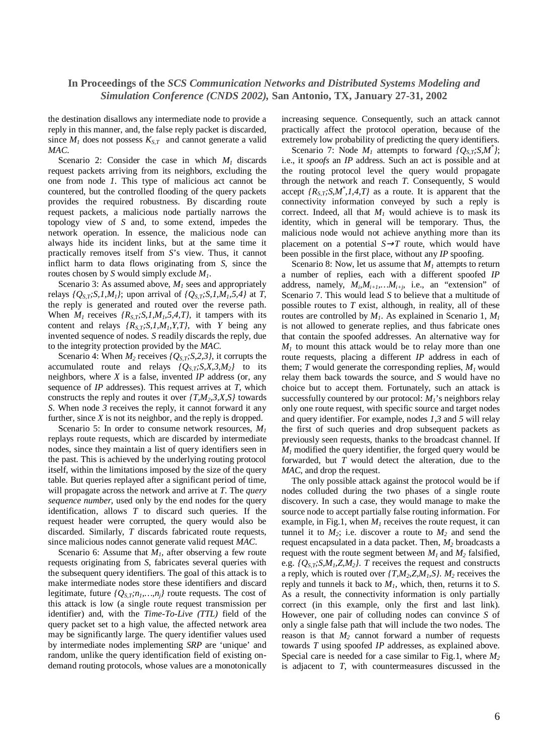the destination disallows any intermediate node to provide a reply in this manner, and, the false reply packet is discarded, since $M_1$ does not possess $K_{S,T}$ and cannot generate a valid *MAC*.

Scenario 2: Consider the case in which $M_1$ discards request packets arriving from its neighbors, excluding the one from node *1*. This type of malicious act cannot be countered, but the controlled flooding of the query packets provides the required robustness. By discarding route request packets, a malicious node partially narrows the topology view of *S* and, to some extend, impedes the network operation. In essence, the malicious node can always hide its incident links, but at the same time it practically removes itself from *S*'s view. Thus, it cannot inflict harm to data flows originating from *S*, since the routes chosen by *S* would simply exclude $M_1$.

Scenario 3: As assumed above, $M_1$ sees and appropriately relays $\{Q_{S,T};S,1,M_1\}$; upon arrival of $\{Q_{S,T};S,1,M_1,5,4\}$ at *T*, the reply is generated and routed over the reverse path. When $M_1$ receives $\{R_{S,T};S,1,M_1,5,4,T\}$, it tampers with its content and relays $\{R_{S,T};S,1,M_1,Y,T\}$, with *Y* being any invented sequence of nodes. *S* readily discards the reply, due to the integrity protection provided by the *MAC*.

Scenario 4: When $M_2$ receives $\{Q_{S,T};S,2,3\}$, it corrupts the accumulated route and relays $\{Q_{S,T};S,X,3,M_2\}$ to its neighbors, where *X* is a false, invented *IP* address (or, any sequence of *IP* addresses). This request arrives at *T*, which constructs the reply and routes it over $\{T,M_2,3,X,S\}$ towards *S*. When node *3* receives the reply, it cannot forward it any further, since *X* is not its neighbor, and the reply is dropped.

Scenario 5: In order to consume network resources, $M_1$ replays route requests, which are discarded by intermediate nodes, since they maintain a list of query identifiers seen in the past. This is achieved by the underlying routing protocol itself, within the limitations imposed by the size of the query table. But queries replayed after a significant period of time, will propagate across the network and arrive at *T*. The *query sequence number*, used only by the end nodes for the query identification, allows *T* to discard such queries. If the request header were corrupted, the query would also be discarded. Similarly, *T* discards fabricated route requests, since malicious nodes cannot generate valid request *MAC*.

Scenario 6: Assume that $M_1$, after observing a few route requests originating from *S*, fabricates several queries with the subsequent query identifiers. The goal of this attack is to make intermediate nodes store these identifiers and discard legitimate, future $\{Q_{S,T};n_1,\ldots,n_j\}$ route requests. The cost of this attack is low (a single route request transmission per identifier) and, with the *Time-To-Live (TTL)* field of the query packet set to a high value, the affected network area may be significantly large. The query identifier values used by intermediate nodes implementing *SRP* are 'unique' and random, unlike the query identification field of existing on-demand routing protocols, whose values are a monotonically increasing sequence. Consequently, such an attack cannot practically affect the protocol operation, because of the extremely low probability of predicting the query identifiers.

Scenario 7: Node $M_1$ attempts to forward $\{Q_{S,T};S,M^*\}$; i.e., it *spoofs* an *IP* address. Such an act is possible and at the routing protocol level the query would propagate through the network and reach *T*. Consequently, S would accept $\{R_{S,T};S,M^*,1,4,T\}$ as a route. It is apparent that the connectivity information conveyed by such a reply is correct. Indeed, all that $M_1$ would achieve is to mask its identity, which in general will be temporary. Thus, the malicious node would not achieve anything more than its placement on a potential $S \rightarrow T$ route, which would have been possible in the first place, without any *IP* spoofing.

Scenario 8: Now, let us assume that $M_1$ attempts to return a number of replies, each with a different spoofed *IP* address, namely, $M_i,M_{i+1},\ldots M_{i+j}$, i.e., an "extension" of Scenario 7. This would lead *S* to believe that a multitude of possible routes to *T* exist, although, in reality, all of these routes are controlled by $M_1$. As explained in Scenario 1, $M_1$ is not allowed to generate replies, and thus fabricate ones that contain the spoofed addresses. An alternative way for $M_1$ to mount this attack would be to relay more than one route requests, placing a different *IP* address in each of them; *T* would generate the corresponding replies, $M_1$ would relay them back towards the source, and *S* would have no choice but to accept them. Fortunately, such an attack is successfully countered by our protocol: $M_1$'s neighbors relay only one route request, with specific source and target nodes and query identifier. For example, nodes *1*,*3* and *5* will relay the first of such queries and drop subsequent packets as previously seen requests, thanks to the broadcast channel. If $M_1$ modified the query identifier, the forged query would be forwarded, but *T* would detect the alteration, due to the *MAC*, and drop the request.

The only possible attack against the protocol would be if nodes colluded during the two phases of a single route discovery. In such a case, they would manage to make the source node to accept partially false routing information. For example, in Fig.1, when $M_1$ receives the route request, it can tunnel it to $M_2$; i.e. discover a route to $M_2$ and send the request encapsulated in a data packet. Then, $M_2$ broadcasts a request with the route segment between $M_1$ and $M_2$ falsified, e.g. $\{Q_{S,T};S,M_1,Z,M_2\}$. *T* receives the request and constructs a reply, which is routed over $\{T,M_2,Z,M_1,S\}$. $M_2$ receives the reply and tunnels it back to $M_1$, which, then, returns it to *S*. As a result, the connectivity information is only partially correct (in this example, only the first and last link). However, one pair of colluding nodes can convince *S* of only a single false path that will include the two nodes. The reason is that $M_2$ cannot forward a number of requests towards *T* using spoofed *IP* addresses, as explained above. Special care is needed for a case similar to Fig.1, where $M_2$ is adjacent to *T*, with countermeasures discussed in the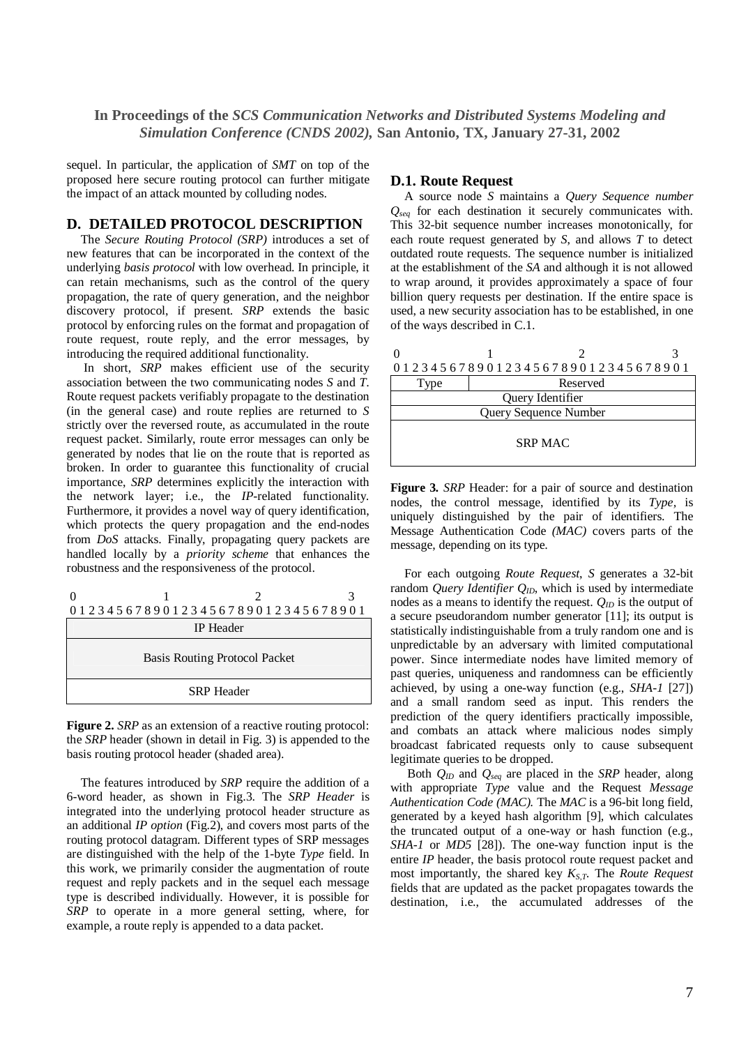sequel. In particular, the application of *SMT* on top of the proposed here secure routing protocol can further mitigate the impact of an attack mounted by colluding nodes.

## D. DETAILED PROTOCOL DESCRIPTION

The *Secure Routing Protocol (SRP)* introduces a set of new features that can be incorporated in the context of the underlying *basis protocol* with low overhead. In principle, it can retain mechanisms, such as the control of the query propagation, the rate of query generation, and the neighbor discovery protocol, if present. *SRP* extends the basic protocol by enforcing rules on the format and propagation of route request, route reply, and the error messages, by introducing the required additional functionality.

In short, *SRP* makes efficient use of the security association between the two communicating nodes *S* and *T*. Route request packets verifiably propagate to the destination (in the general case) and route replies are returned to *S* strictly over the reversed route, as accumulated in the route request packet. Similarly, route error messages can only be generated by nodes that lie on the route that is reported as broken. In order to guarantee this functionality of crucial importance, *SRP* determines explicitly the interaction with the network layer; i.e., the *IP*-related functionality. Furthermore, it provides a novel way of query identification, which protects the query propagation and the end-nodes from *DoS* attacks. Finally, propagating query packets are handled locally by a *priority scheme* that enhances the robustness and the responsiveness of the protocol.

| 0 1 2 3 4 5 6 7 8 9 0 1 2 3 4 5 6 7 8 9 0 1 2 3 4 5 6 7 8 9 0 1 |
|---|
| IP Header |
| Basis Routing Protocol Packet |
| SRP Header |

**Figure 2.** *SRP* as an extension of a reactive routing protocol: the *SRP* header (shown in detail in Fig. 3) is appended to the basis routing protocol header (shaded area).

The features introduced by *SRP* require the addition of a 6-word header, as shown in Fig.3. The *SRP Header* is integrated into the underlying protocol header structure as an additional *IP option* (Fig.2), and covers most parts of the routing protocol datagram. Different types of SRP messages are distinguished with the help of the 1-byte *Type* field. In this work, we primarily consider the augmentation of route request and reply packets and in the sequel each message type is described individually. However, it is possible for *SRP* to operate in a more general setting, where, for example, a route reply is appended to a data packet.

### D.1. Route Request

A source node *S* maintains a *Query Sequence number* $Q_{seq}$ for each destination it securely communicates with. This 32-bit sequence number increases monotonically, for each route request generated by *S*, and allows *T* to detect outdated route requests. The sequence number is initialized at the establishment of the *SA* and although it is not allowed to wrap around, it provides approximately a space of four billion query requests per destination. If the entire space is used, a new security association has to be established, in one of the ways described in C.1.

| 0 1 2 3 4 5 6 7 (bits 0–7) | 8 9 0 1 2 3 4 5 6 7 8 9 0 1 2 3 4 5 6 7 8 9 0 1 (bits 8–31) |
|---|---|
| Type | Reserved |
| Query Identifier | |
| Query Sequence Number | |
| SRP MAC | |

**Figure 3.** *SRP* Header: for a pair of source and destination nodes, the control message, identified by its *Type*, is uniquely distinguished by the pair of identifiers. The Message Authentication Code *(MAC)* covers parts of the message, depending on its type.

For each outgoing *Route Request*, *S* generates a 32-bit random *Query Identifier* $Q_{ID}$, which is used by intermediate nodes as a means to identify the request. $Q_{ID}$ is the output of a secure pseudorandom number generator [11]; its output is statistically indistinguishable from a truly random one and is unpredictable by an adversary with limited computational power. Since intermediate nodes have limited memory of past queries, uniqueness and randomness can be efficiently achieved, by using a one-way function (e.g., *SHA-1* [27]) and a small random seed as input. This renders the prediction of the query identifiers practically impossible, and combats an attack where malicious nodes simply broadcast fabricated requests only to cause subsequent legitimate queries to be dropped.

Both $Q_{ID}$ and $Q_{seq}$ are placed in the *SRP* header, along with appropriate *Type* value and the Request *Message Authentication Code (MAC)*. The *MAC* is a 96-bit long field, generated by a keyed hash algorithm [9], which calculates the truncated output of a one-way or hash function (e.g., *SHA-1* or *MD5* [28]). The one-way function input is the entire *IP* header, the basis protocol route request packet and most importantly, the shared key $K_{S,T}$. The *Route Request* fields that are updated as the packet propagates towards the destination, i.e., the accumulated addresses of the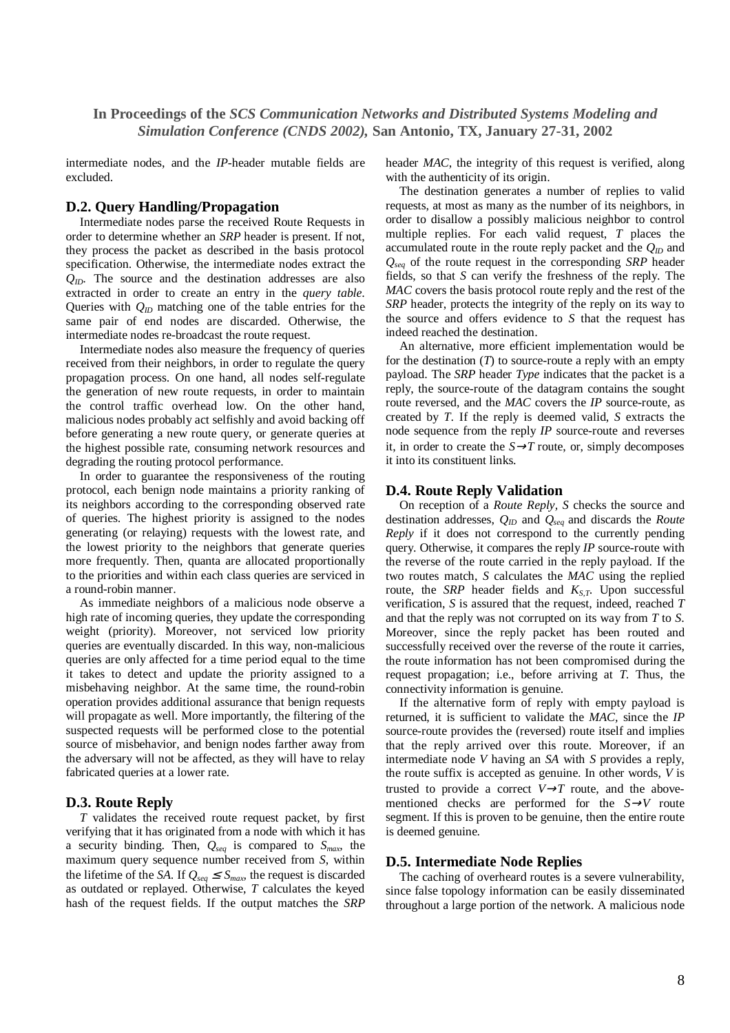intermediate nodes, and the *IP*-header mutable fields are excluded.

### D.2. Query Handling/Propagation

Intermediate nodes parse the received Route Requests in order to determine whether an *SRP* header is present. If not, they process the packet as described in the basis protocol specification. Otherwise, the intermediate nodes extract the $Q_{ID}$. The source and the destination addresses are also extracted in order to create an entry in the *query table*. Queries with $Q_{ID}$ matching one of the table entries for the same pair of end nodes are discarded. Otherwise, the intermediate nodes re-broadcast the route request.

Intermediate nodes also measure the frequency of queries received from their neighbors, in order to regulate the query propagation process. On one hand, all nodes self-regulate the generation of new route requests, in order to maintain the control traffic overhead low. On the other hand, malicious nodes probably act selfishly and avoid backing off before generating a new route query, or generate queries at the highest possible rate, consuming network resources and degrading the routing protocol performance.

In order to guarantee the responsiveness of the routing protocol, each benign node maintains a priority ranking of its neighbors according to the corresponding observed rate of queries. The highest priority is assigned to the nodes generating (or relaying) requests with the lowest rate, and the lowest priority to the neighbors that generate queries more frequently. Then, quanta are allocated proportionally to the priorities and within each class queries are serviced in a round-robin manner.

As immediate neighbors of a malicious node observe a high rate of incoming queries, they update the corresponding weight (priority). Moreover, not serviced low priority queries are eventually discarded. In this way, non-malicious queries are only affected for a time period equal to the time it takes to detect and update the priority assigned to a misbehaving neighbor. At the same time, the round-robin operation provides additional assurance that benign requests will propagate as well. More importantly, the filtering of the suspected requests will be performed close to the potential source of misbehavior, and benign nodes farther away from the adversary will not be affected, as they will have to relay fabricated queries at a lower rate.

### D.3. Route Reply

*T* validates the received route request packet, by first verifying that it has originated from a node with which it has a security binding. Then, $Q_{seq}$ is compared to $S_{max}$, the maximum query sequence number received from *S*, within the lifetime of the *SA*. If $Q_{seq} \leq S_{max}$, the request is discarded as outdated or replayed. Otherwise, *T* calculates the keyed hash of the request fields. If the output matches the *SRP* header *MAC*, the integrity of this request is verified, along with the authenticity of its origin.

The destination generates a number of replies to valid requests, at most as many as the number of its neighbors, in order to disallow a possibly malicious neighbor to control multiple replies. For each valid request, *T* places the accumulated route in the route reply packet and the $Q_{ID}$ and $Q_{seq}$ of the route request in the corresponding *SRP* header fields, so that *S* can verify the freshness of the reply. The *MAC* covers the basis protocol route reply and the rest of the *SRP* header, protects the integrity of the reply on its way to the source and offers evidence to *S* that the request has indeed reached the destination.

An alternative, more efficient implementation would be for the destination (*T*) to source-route a reply with an empty payload. The *SRP* header *Type* indicates that the packet is a reply, the source-route of the datagram contains the sought route reversed, and the *MAC* covers the *IP* source-route, as created by *T*. If the reply is deemed valid, *S* extracts the node sequence from the reply *IP* source-route and reverses it, in order to create the $S \rightarrow T$ route, or, simply decomposes it into its constituent links.

### D.4. Route Reply Validation

On reception of a *Route Reply*, *S* checks the source and destination addresses, $Q_{ID}$ and $Q_{seq}$ and discards the *Route Reply* if it does not correspond to the currently pending query. Otherwise, it compares the reply *IP* source-route with the reverse of the route carried in the reply payload. If the two routes match, *S* calculates the *MAC* using the replied route, the *SRP* header fields and $K_{S,T}$. Upon successful verification, *S* is assured that the request, indeed, reached *T* and that the reply was not corrupted on its way from *T* to *S*. Moreover, since the reply packet has been routed and successfully received over the reverse of the route it carries, the route information has not been compromised during the request propagation; i.e., before arriving at *T*. Thus, the connectivity information is genuine.

If the alternative form of reply with empty payload is returned, it is sufficient to validate the *MAC*, since the *IP* source-route provides the (reversed) route itself and implies that the reply arrived over this route. Moreover, if an intermediate node *V* having an *SA* with *S* provides a reply, the route suffix is accepted as genuine. In other words, *V* is trusted to provide a correct $V \rightarrow T$ route, and the above-mentioned checks are performed for the $S \rightarrow V$ route segment. If this is proven to be genuine, then the entire route is deemed genuine.

### D.5. Intermediate Node Replies

The caching of overheard routes is a severe vulnerability, since false topology information can be easily disseminated throughout a large portion of the network. A malicious node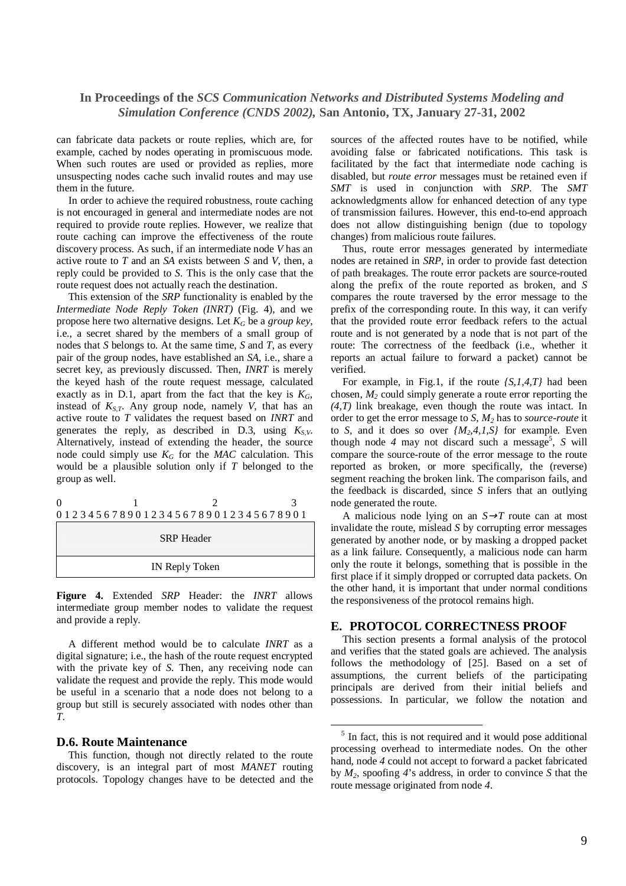can fabricate data packets or route replies, which are, for example, cached by nodes operating in promiscuous mode. When such routes are used or provided as replies, more unsuspecting nodes cache such invalid routes and may use them in the future.

In order to achieve the required robustness, route caching is not encouraged in general and intermediate nodes are not required to provide route replies. However, we realize that route caching can improve the effectiveness of the route discovery process. As such, if an intermediate node $V$ has an active route to $T$ and an *SA* exists between $S$ and $V$, then, a reply could be provided to $S$. This is the only case that the route request does not actually reach the destination.

This extension of the *SRP* functionality is enabled by the *Intermediate Node Reply Token (INRT)* (Fig. 4), and we propose here two alternative designs. Let $K_G$ be a *group key*, i.e., a secret shared by the members of a small group of nodes that $S$ belongs to. At the same time, $S$ and $T$, as every pair of the group nodes, have established an *SA*, i.e., share a secret key, as previously discussed. Then, *INRT* is merely the keyed hash of the route request message, calculated exactly as in D.1, apart from the fact that the key is $K_G$, instead of $K_{S,T}$. Any group node, namely $V$, that has an active route to $T$ validates the request based on *INRT* and generates the reply, as described in D.3, using $K_{S,V}$. Alternatively, instead of extending the header, the source node could simply use $K_G$ for the *MAC* calculation. This would be a plausible solution only if $T$ belonged to the group as well.

```
0                   1                   2                   3
0 1 2 3 4 5 6 7 8 9 0 1 2 3 4 5 6 7 8 9 0 1 2 3 4 5 6 7 8 9 0 1
+---------------------------------------------------------------+
|                          SRP Header                           |
+---------------------------------------------------------------+
|                        IN Reply Token                         |
+---------------------------------------------------------------+
```

**Figure 4.** Extended *SRP* Header: the *INRT* allows intermediate group member nodes to validate the request and provide a reply.

A different method would be to calculate *INRT* as a digital signature; i.e., the hash of the route request encrypted with the private key of $S$. Then, any receiving node can validate the request and provide the reply. This mode would be useful in a scenario that a node does not belong to a group but still is securely associated with nodes other than $T$.

### D.6. Route Maintenance

This function, though not directly related to the route discovery, is an integral part of most *MANET* routing protocols. Topology changes have to be detected and the sources of the affected routes have to be notified, while avoiding false or fabricated notifications. This task is facilitated by the fact that intermediate node caching is disabled, but *route error* messages must be retained even if *SMT* is used in conjunction with *SRP*. The *SMT* acknowledgments allow for enhanced detection of any type of transmission failures. However, this end-to-end approach does not allow distinguishing benign (due to topology changes) from malicious route failures.

Thus, route error messages generated by intermediate nodes are retained in *SRP*, in order to provide fast detection of path breakages. The route error packets are source-routed along the prefix of the route reported as broken, and $S$ compares the route traversed by the error message to the prefix of the corresponding route. In this way, it can verify that the provided route error feedback refers to the actual route and is not generated by a node that is not part of the route: The correctness of the feedback (i.e., whether it reports an actual failure to forward a packet) cannot be verified.

For example, in Fig.1, if the route $\{S,1,4,T\}$ had been chosen, $M_2$ could simply generate a route error reporting the $(4,T)$ link breakage, even though the route was intact. In order to get the error message to $S$, $M_2$ has to *source-route* it to $S$, and it does so over $\{M_2,4,1,S\}$ for example. Even though node *4* may not discard such a message[5], $S$ will compare the source-route of the error message to the route reported as broken, or more specifically, the (reverse) segment reaching the broken link. The comparison fails, and the feedback is discarded, since $S$ infers that an outlying node generated the route.

A malicious node lying on an $S \rightarrow T$ route can at most invalidate the route, mislead $S$ by corrupting error messages generated by another node, or by masking a dropped packet as a link failure. Consequently, a malicious node can harm only the route it belongs, something that is possible in the first place if it simply dropped or corrupted data packets. On the other hand, it is important that under normal conditions the responsiveness of the protocol remains high.

## E. PROTOCOL CORRECTNESS PROOF

This section presents a formal analysis of the protocol and verifies that the stated goals are achieved. The analysis follows the methodology of [25]. Based on a set of assumptions, the current beliefs of the participating principals are derived from their initial beliefs and possessions. In particular, we follow the notation and

---

[5] In fact, this is not required and it would pose additional processing overhead to intermediate nodes. On the other hand, node *4* could not accept to forward a packet fabricated by $M_2$, spoofing *4*'s address, in order to convince $S$ that the route message originated from node *4*.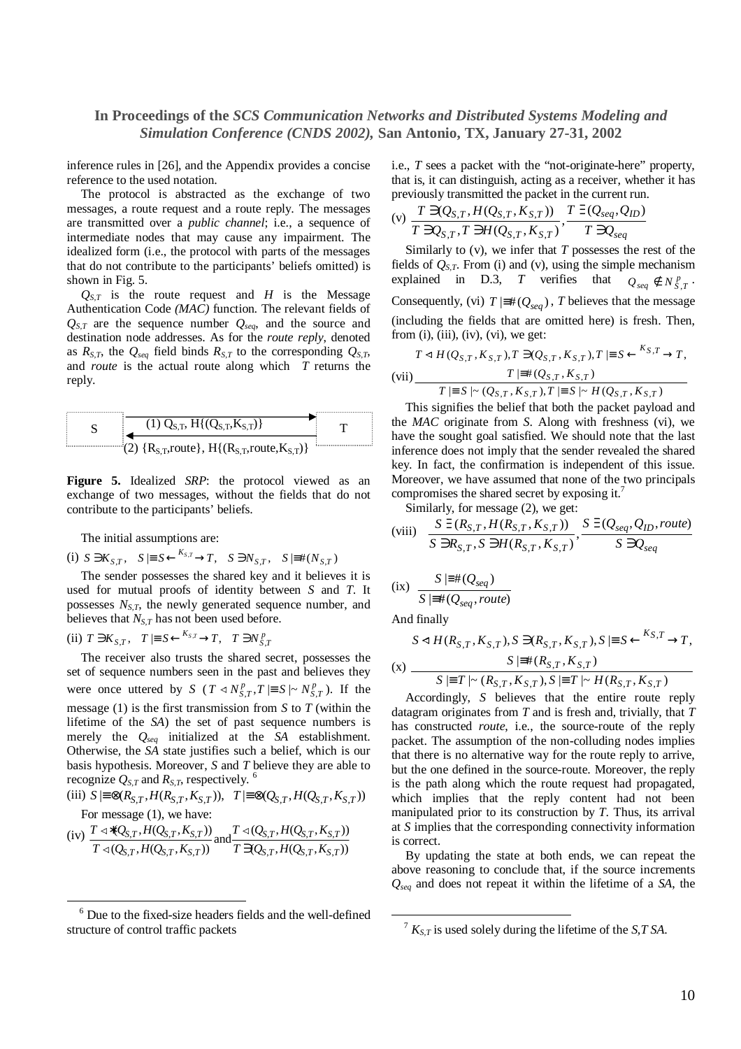inference rules in [26], and the Appendix provides a concise reference to the used notation.

The protocol is abstracted as the exchange of two messages, a route request and a route reply. The messages are transmitted over a *public channel*; i.e., a sequence of intermediate nodes that may cause any impairment. The idealized form (i.e., the protocol with parts of the messages that do not contribute to the participants' beliefs omitted) is shown in Fig. 5.

$Q_{S,T}$ is the route request and $H$ is the Message Authentication Code *(MAC)* function. The relevant fields of $Q_{S,T}$ are the sequence number $Q_{seq}$, and the source and destination node addresses. As for the *route reply*, denoted as $R_{S,T}$, the $Q_{seq}$ field binds $R_{S,T}$ to the corresponding $Q_{S,T}$, and *route* is the actual route along which $T$ returns the reply.

S — (1) $Q_{S,T}$, $H\{(Q_{S,T},K_{S,T})\}$ → T

S ← (2) $\{R_{S,T},route\}$, $H\{(R_{S,T},route,K_{S,T})\}$ — T

**Figure 5.** Idealized *SRP*: the protocol viewed as an exchange of two messages, without the fields that do not contribute to the participants' beliefs.

The initial assumptions are:

(i) $S \ni K_{S,T}, \quad S \mid\equiv S \xleftarrow{K_{S,T}} T, \quad S \ni N_{S,T}, \quad S \mid\equiv \#(N_{S,T})$

The sender possesses the shared key and it believes it is used for mutual proofs of identity between $S$ and $T$. It possesses $N_{S,T}$, the newly generated sequence number, and believes that $N_{S,T}$ has not been used before.

(ii) $T \ni K_{S,T}, \quad T \mid\equiv S \xleftarrow{K_{S,T}} T, \quad T \ni N^{p}_{S,T}$

The receiver also trusts the shared secret, possesses the set of sequence numbers seen in the past and believes they were once uttered by $S$ ($T \triangleleft N^{p}_{S,T}, T \mid\equiv S \mid\sim N^{p}_{S,T}$). If the message (1) is the first transmission from $S$ to $T$ (within the lifetime of the *SA*) the set of past sequence numbers is merely the $Q_{seq}$ initialized at the *SA* establishment. Otherwise, the *SA* state justifies such a belief, which is our basis hypothesis. Moreover, $S$ and $T$ believe they are able to recognize $Q_{S,T}$ and $R_{S,T}$, respectively. [6]

(iii) $S \mid\equiv \otimes(R_{S,T}, H(R_{S,T},K_{S,T})), \quad T \mid\equiv \otimes(Q_{S,T}, H(Q_{S,T},K_{S,T}))$

For message (1), we have:

(iv) $\dfrac{T \triangleleft *(Q_{S,T}, H(Q_{S,T},K_{S,T}))}{T \triangleleft (Q_{S,T}, H(Q_{S,T},K_{S,T}))}$ and $\dfrac{T \triangleleft (Q_{S,T}, H(Q_{S,T},K_{S,T}))}{T \ni (Q_{S,T}, H(Q_{S,T},K_{S,T}))}$

i.e., $T$ sees a packet with the "not-originate-here" property, that is, it can distinguish, acting as a receiver, whether it has previously transmitted the packet in the current run.

(v) $\dfrac{T \ni (Q_{S,T}, H(Q_{S,T},K_{S,T}))}{T \ni Q_{S,T}, T \ni H(Q_{S,T},K_{S,T})}, \dfrac{T \ni (Q_{seq}, Q_{ID})}{T \ni Q_{seq}}$

Similarly to (v), we infer that $T$ possesses the rest of the fields of $Q_{S,T}$. From (i) and (v), using the simple mechanism explained in D.3, $T$ verifies that $Q_{seq} \notin N^{p}_{S,T}$. Consequently, (vi) $T \mid\equiv \#(Q_{seq})$, $T$ believes that the message (including the fields that are omitted here) is fresh. Then, from (i), (iii), (iv), (vi), we get:

(vii) $\dfrac{T \triangleleft H(Q_{S,T},K_{S,T}), T \ni (Q_{S,T},K_{S,T}), T \mid\equiv S \xleftarrow{K_{S,T}} T, \quad T \mid\equiv \#(Q_{S,T},K_{S,T})}{T \mid\equiv S \mid\sim (Q_{S,T},K_{S,T}), T \mid\equiv S \mid\sim H(Q_{S,T},K_{S,T})}$

This signifies the belief that both the packet payload and the *MAC* originate from $S$. Along with freshness (vi), we have the sought goal satisfied. We should note that the last inference does not imply that the sender revealed the shared key. In fact, the confirmation is independent of this issue. Moreover, we have assumed that none of the two principals compromises the shared secret by exposing it.[7]

Similarly, for message (2), we get:

(viii) $\dfrac{S \ni (R_{S,T}, H(R_{S,T},K_{S,T}))}{S \ni R_{S,T}, S \ni H(R_{S,T},K_{S,T})}, \dfrac{S \ni (Q_{seq}, Q_{ID}, route)}{S \ni Q_{seq}}$

(ix) $\dfrac{S \mid\equiv \#(Q_{seq})}{S \mid\equiv \#(Q_{seq}, route)}$

And finally

(x) $\dfrac{S \triangleleft H(R_{S,T},K_{S,T}), S \ni (R_{S,T},K_{S,T}), S \mid\equiv S \xleftarrow{K_{S,T}} T, \quad S \mid\equiv \#(R_{S,T},K_{S,T})}{S \mid\equiv T \mid\sim (R_{S,T},K_{S,T}), S \mid\equiv T \mid\sim H(R_{S,T},K_{S,T})}$

Accordingly, $S$ believes that the entire route reply datagram originates from $T$ and is fresh and, trivially, that $T$ has constructed *route*, i.e., the source-route of the reply packet. The assumption of the non-colluding nodes implies that there is no alternative way for the route reply to arrive, but the one defined in the source-route. Moreover, the reply is the path along which the route request had propagated, which implies that the reply content had not been manipulated prior to its construction by $T$. Thus, its arrival at $S$ implies that the corresponding connectivity information is correct.

By updating the state at both ends, we can repeat the above reasoning to conclude that, if the source increments $Q_{seq}$ and does not repeat it within the lifetime of a *SA*, the

[6] Due to the fixed-size headers fields and the well-defined structure of control traffic packets

[7] $K_{S,T}$ is used solely during the lifetime of the $S,T$ *SA*.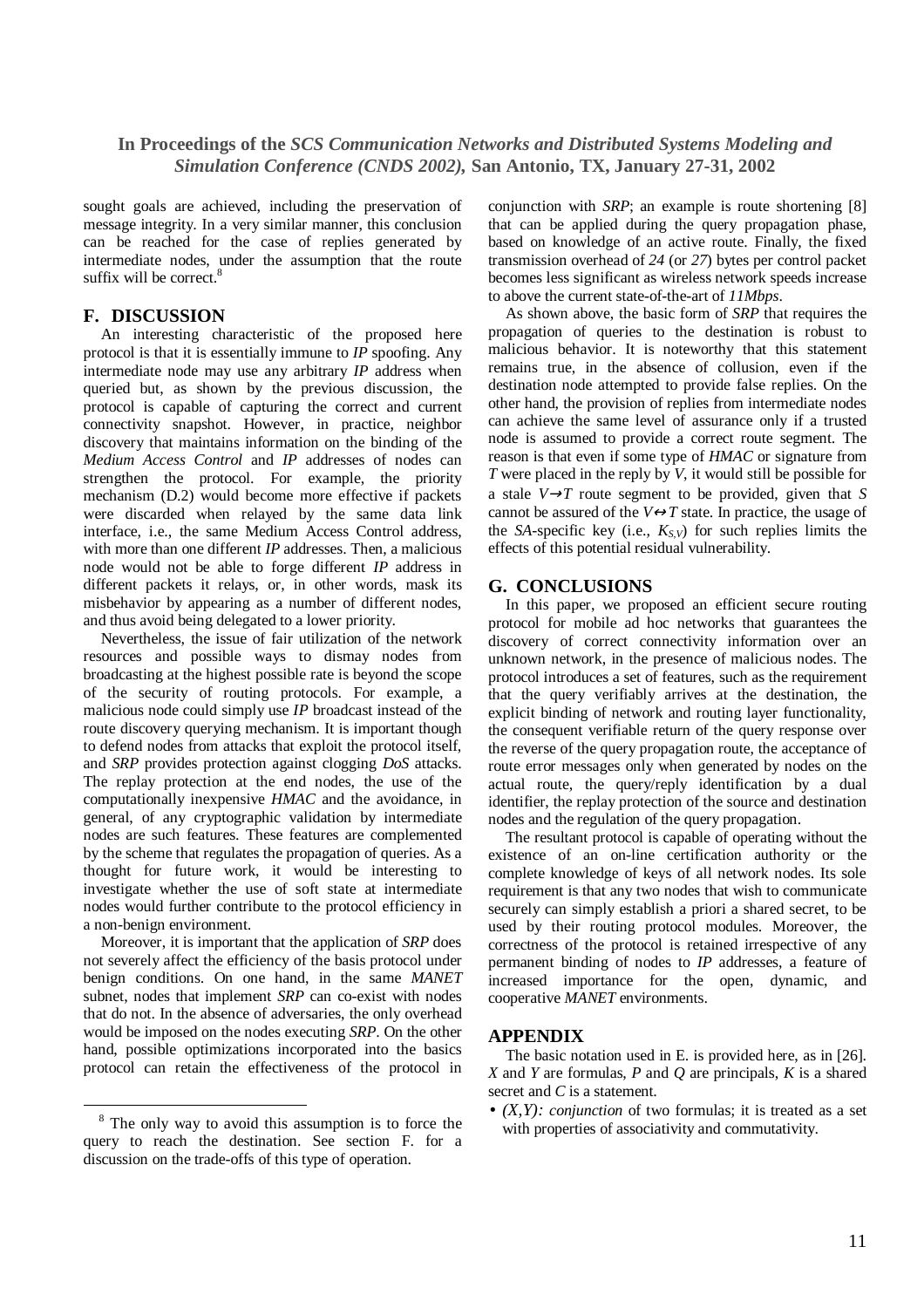sought goals are achieved, including the preservation of message integrity. In a very similar manner, this conclusion can be reached for the case of replies generated by intermediate nodes, under the assumption that the route suffix will be correct.[8]

## F. DISCUSSION

An interesting characteristic of the proposed here protocol is that it is essentially immune to *IP* spoofing. Any intermediate node may use any arbitrary *IP* address when queried but, as shown by the previous discussion, the protocol is capable of capturing the correct and current connectivity snapshot. However, in practice, neighbor discovery that maintains information on the binding of the *Medium Access Control* and *IP* addresses of nodes can strengthen the protocol. For example, the priority mechanism (D.2) would become more effective if packets were discarded when relayed by the same data link interface, i.e., the same Medium Access Control address, with more than one different *IP* addresses. Then, a malicious node would not be able to forge different *IP* address in different packets it relays, or, in other words, mask its misbehavior by appearing as a number of different nodes, and thus avoid being delegated to a lower priority.

Nevertheless, the issue of fair utilization of the network resources and possible ways to dismay nodes from broadcasting at the highest possible rate is beyond the scope of the security of routing protocols. For example, a malicious node could simply use *IP* broadcast instead of the route discovery querying mechanism. It is important though to defend nodes from attacks that exploit the protocol itself, and *SRP* provides protection against clogging *DoS* attacks. The replay protection at the end nodes, the use of the computationally inexpensive *HMAC* and the avoidance, in general, of any cryptographic validation by intermediate nodes are such features. These features are complemented by the scheme that regulates the propagation of queries. As a thought for future work, it would be interesting to investigate whether the use of soft state at intermediate nodes would further contribute to the protocol efficiency in a non-benign environment.

Moreover, it is important that the application of *SRP* does not severely affect the efficiency of the basis protocol under benign conditions. On one hand, in the same *MANET* subnet, nodes that implement *SRP* can co-exist with nodes that do not. In the absence of adversaries, the only overhead would be imposed on the nodes executing *SRP*. On the other hand, possible optimizations incorporated into the basics protocol can retain the effectiveness of the protocol in conjunction with *SRP*; an example is route shortening [8] that can be applied during the query propagation phase, based on knowledge of an active route. Finally, the fixed transmission overhead of *24* (or *27*) bytes per control packet becomes less significant as wireless network speeds increase to above the current state-of-the-art of *11Mbps*.

As shown above, the basic form of *SRP* that requires the propagation of queries to the destination is robust to malicious behavior. It is noteworthy that this statement remains true, in the absence of collusion, even if the destination node attempted to provide false replies. On the other hand, the provision of replies from intermediate nodes can achieve the same level of assurance only if a trusted node is assumed to provide a correct route segment. The reason is that even if some type of *HMAC* or signature from *T* were placed in the reply by *V*, it would still be possible for a stale $V \rightarrow T$ route segment to be provided, given that *S* cannot be assured of the $V \leftrightarrow T$ state. In practice, the usage of the *SA*-specific key (i.e., $K_{S,V}$) for such replies limits the effects of this potential residual vulnerability.

## G. CONCLUSIONS

In this paper, we proposed an efficient secure routing protocol for mobile ad hoc networks that guarantees the discovery of correct connectivity information over an unknown network, in the presence of malicious nodes. The protocol introduces a set of features, such as the requirement that the query verifiably arrives at the destination, the explicit binding of network and routing layer functionality, the consequent verifiable return of the query response over the reverse of the query propagation route, the acceptance of route error messages only when generated by nodes on the actual route, the query/reply identification by a dual identifier, the replay protection of the source and destination nodes and the regulation of the query propagation.

The resultant protocol is capable of operating without the existence of an on-line certification authority or the complete knowledge of keys of all network nodes. Its sole requirement is that any two nodes that wish to communicate securely can simply establish a priori a shared secret, to be used by their routing protocol modules. Moreover, the correctness of the protocol is retained irrespective of any permanent binding of nodes to *IP* addresses, a feature of increased importance for the open, dynamic, and cooperative *MANET* environments.

## APPENDIX

The basic notation used in E. is provided here, as in [26]. *X* and *Y* are formulas, *P* and *Q* are principals, *K* is a shared secret and *C* is a statement.

- *(X,Y): conjunction* of two formulas; it is treated as a set with properties of associativity and commutativity.

---

[8] The only way to avoid this assumption is to force the query to reach the destination. See section F. for a discussion on the trade-offs of this type of operation.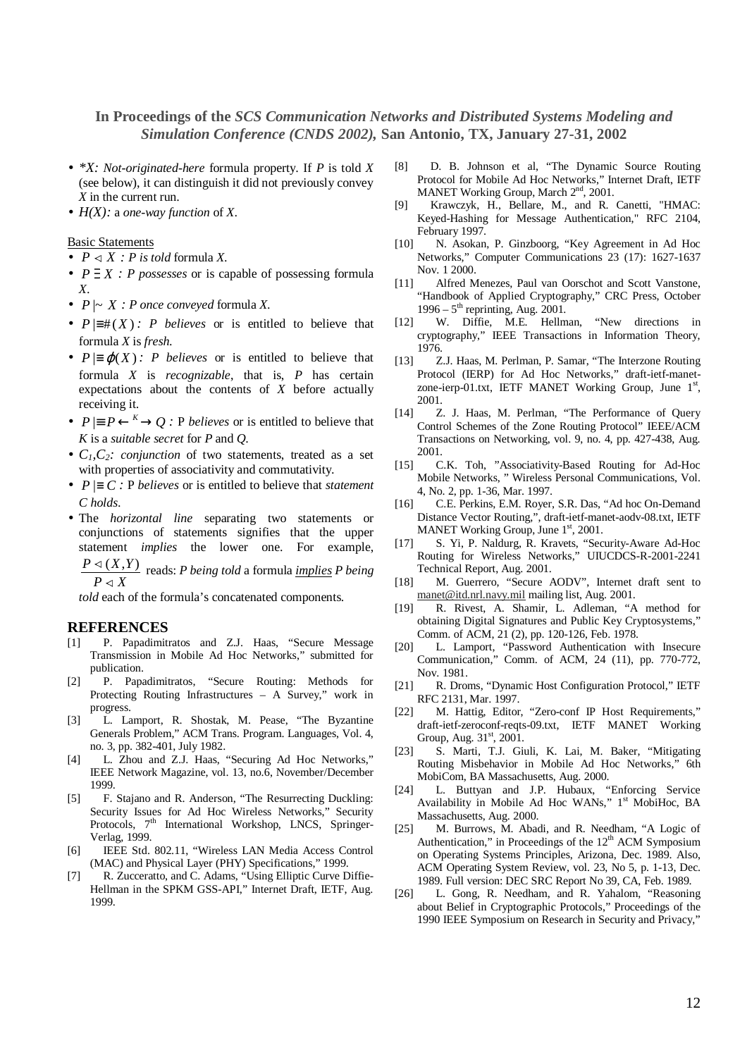- *\*X: Not-originated-here* formula property. If *P* is told *X* (see below), it can distinguish it did not previously convey *X* in the current run.
- *H(X):* a *one-way function* of *X*.

Basic Statements

- $P \triangleleft X$ *: P is told* formula *X*.
- $P \ni X$ *: P possesses* or is capable of possessing formula *X*.
- $P |\sim X$ *: P once conveyed* formula *X*.
- $P |\equiv \#(X)$ *: P believes* or is entitled to believe that formula *X* is *fresh*.
- $P |\equiv \phi(X)$ *: P believes* or is entitled to believe that formula *X* is *recognizable*, that is, *P* has certain expectations about the contents of *X* before actually receiving it.
- $P |\equiv P \xleftrightarrow{K} Q$ *:* P *believes* or is entitled to believe that *K* is a *suitable secret* for *P* and *Q*.
- $C_1, C_2$*: conjunction* of two statements, treated as a set with properties of associativity and commutativity.
- $P |\equiv C$ *:* P *believes* or is entitled to believe that *statement C holds*.
- The *horizontal line* separating two statements or conjunctions of statements signifies that the upper statement *implies* the lower one. For example, $\frac{P \triangleleft (X,Y)}{P \triangleleft X}$ reads: *P being told* a formula *implies P being told* each of the formula's concatenated components.

## REFERENCES

[1] P. Papadimitratos and Z.J. Haas, "Secure Message Transmission in Mobile Ad Hoc Networks," submitted for publication.

[2] P. Papadimitratos, "Secure Routing: Methods for Protecting Routing Infrastructures – A Survey," work in progress.

[3] L. Lamport, R. Shostak, M. Pease, "The Byzantine Generals Problem," ACM Trans. Program. Languages, Vol. 4, no. 3, pp. 382-401, July 1982.

[4] L. Zhou and Z.J. Haas, "Securing Ad Hoc Networks," IEEE Network Magazine, vol. 13, no.6, November/December 1999.

[5] F. Stajano and R. Anderson, "The Resurrecting Duckling: Security Issues for Ad Hoc Wireless Networks," Security Protocols, 7th International Workshop, LNCS, Springer-Verlag, 1999.

[6] IEEE Std. 802.11, "Wireless LAN Media Access Control (MAC) and Physical Layer (PHY) Specifications," 1999.

[7] R. Zucceratto, and C. Adams, "Using Elliptic Curve Diffie-Hellman in the SPKM GSS-API," Internet Draft, IETF, Aug. 1999.

[8] D. B. Johnson et al, "The Dynamic Source Routing Protocol for Mobile Ad Hoc Networks," Internet Draft, IETF MANET Working Group, March 2nd, 2001.

[9] Krawczyk, H., Bellare, M., and R. Canetti, "HMAC: Keyed-Hashing for Message Authentication," RFC 2104, February 1997.

[10] N. Asokan, P. Ginzboorg, "Key Agreement in Ad Hoc Networks," Computer Communications 23 (17): 1627-1637 Nov. 1 2000.

[11] Alfred Menezes, Paul van Oorschot and Scott Vanstone, "Handbook of Applied Cryptography," CRC Press, October 1996 – 5th reprinting, Aug. 2001.

[12] W. Diffie, M.E. Hellman, "New directions in cryptography," IEEE Transactions in Information Theory, 1976.

[13] Z.J. Haas, M. Perlman, P. Samar, "The Interzone Routing Protocol (IERP) for Ad Hoc Networks," draft-ietf-manet-zone-ierp-01.txt, IETF MANET Working Group, June 1st, 2001.

[14] Z. J. Haas, M. Perlman, "The Performance of Query Control Schemes of the Zone Routing Protocol" IEEE/ACM Transactions on Networking, vol. 9, no. 4, pp. 427-438, Aug. 2001.

[15] C.K. Toh, "Associativity-Based Routing for Ad-Hoc Mobile Networks, " Wireless Personal Communications, Vol. 4, No. 2, pp. 1-36, Mar. 1997.

[16] C.E. Perkins, E.M. Royer, S.R. Das, "Ad hoc On-Demand Distance Vector Routing,", draft-ietf-manet-aodv-08.txt, IETF MANET Working Group, June 1st, 2001.

[17] S. Yi, P. Naldurg, R. Kravets, "Security-Aware Ad-Hoc Routing for Wireless Networks," UIUCDCS-R-2001-2241 Technical Report, Aug. 2001.

[18] M. Guerrero, "Secure AODV", Internet draft sent to manet@itd.nrl.navy.mil mailing list, Aug. 2001.

[19] R. Rivest, A. Shamir, L. Adleman, "A method for obtaining Digital Signatures and Public Key Cryptosystems," Comm. of ACM, 21 (2), pp. 120-126, Feb. 1978.

[20] L. Lamport, "Password Authentication with Insecure Communication," Comm. of ACM, 24 (11), pp. 770-772, Nov. 1981.

[21] R. Droms, "Dynamic Host Configuration Protocol," IETF RFC 2131, Mar. 1997.

[22] M. Hattig, Editor, "Zero-conf IP Host Requirements," draft-ietf-zeroconf-reqts-09.txt, IETF MANET Working Group, Aug. 31st, 2001.

[23] S. Marti, T.J. Giuli, K. Lai, M. Baker, "Mitigating Routing Misbehavior in Mobile Ad Hoc Networks," 6th MobiCom, BA Massachusetts, Aug. 2000.

[24] L. Buttyan and J.P. Hubaux, "Enforcing Service Availability in Mobile Ad Hoc WANs," 1st MobiHoc, BA Massachusetts, Aug. 2000.

[25] M. Burrows, M. Abadi, and R. Needham, "A Logic of Authentication," in Proceedings of the 12th ACM Symposium on Operating Systems Principles, Arizona, Dec. 1989. Also, ACM Operating System Review, vol. 23, No 5, p. 1-13, Dec. 1989. Full version: DEC SRC Report No 39, CA, Feb. 1989.

[26] L. Gong, R. Needham, and R. Yahalom, "Reasoning about Belief in Cryptographic Protocols," Proceedings of the 1990 IEEE Symposium on Research in Security and Privacy,"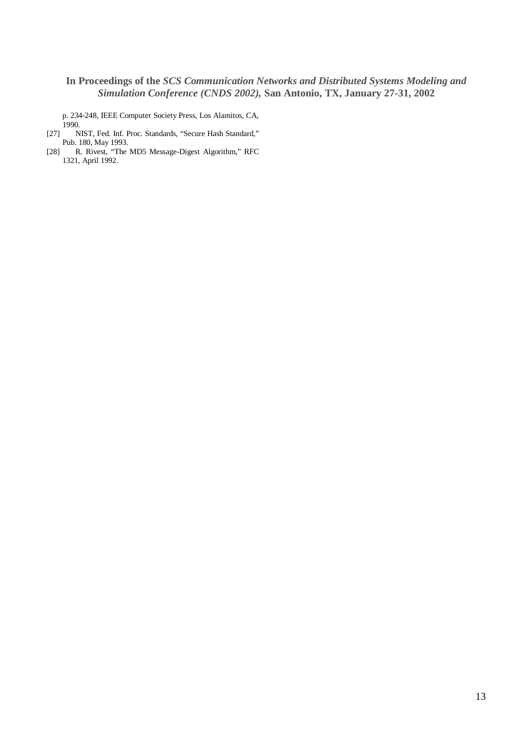p. 234-248, IEEE Computer Society Press, Los Alamitos, CA, 1990.

[27] NIST, Fed. Inf. Proc. Standards, "Secure Hash Standard," Pub. 180, May 1993.

[28] R. Rivest, "The MD5 Message-Digest Algorithm," RFC 1321, April 1992.